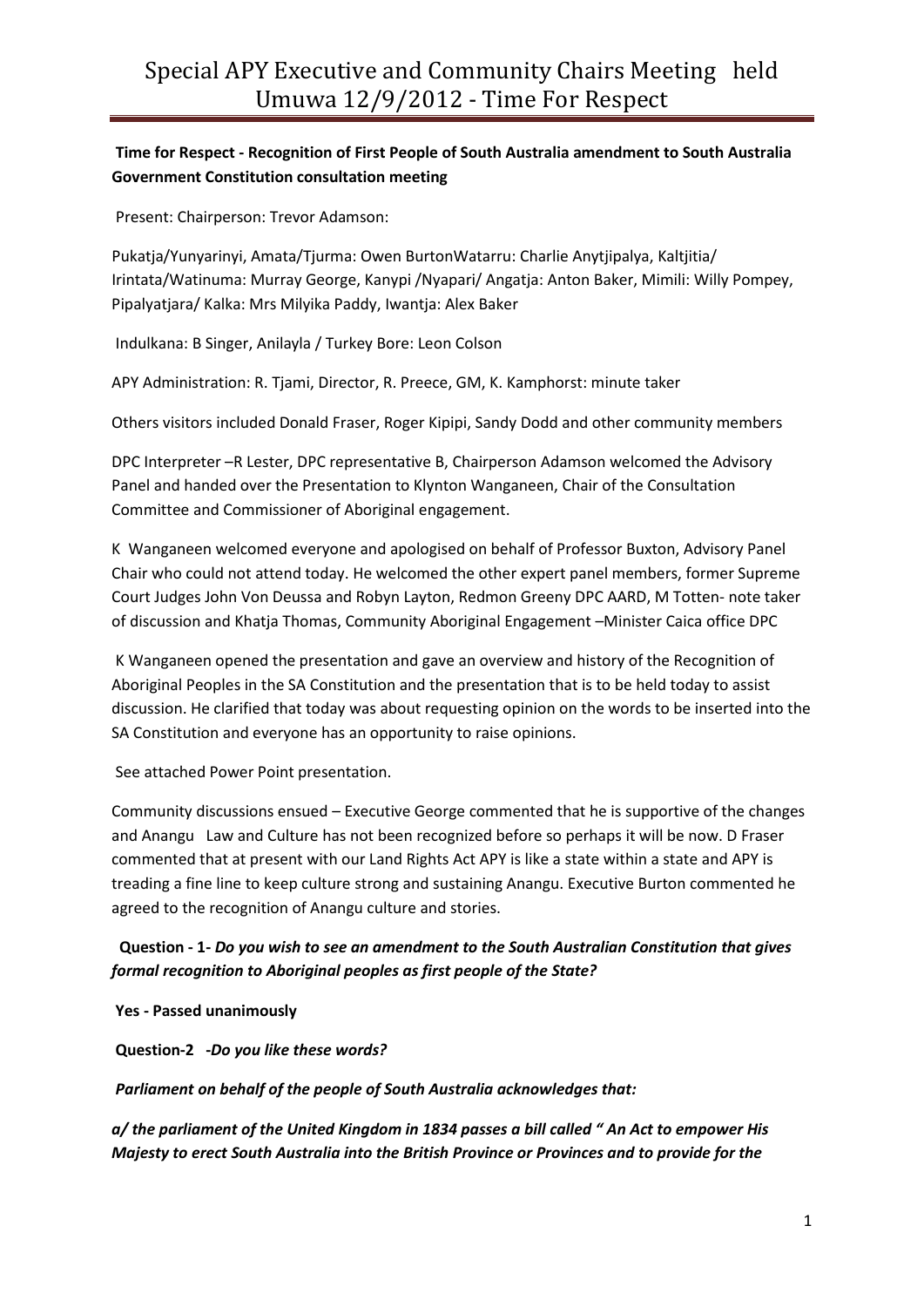# Special APY Executive and Community Chairs Meeting held Umuwa 12/9/2012 - Time For Respect

**Time for Respect - Recognition of First People of South Australia amendment to South Australia Government Constitution consultation meeting**

Present: Chairperson: Trevor Adamson:

Pukatja/Yunyarinyi, Amata/Tjurma: Owen BurtonWatarru: Charlie Anytjipalya, Kaltjitia/ Irintata/Watinuma: Murray George, Kanypi /Nyapari/ Angatja: Anton Baker, Mimili: Willy Pompey, Pipalyatjara/ Kalka: Mrs Milyika Paddy, Iwantja: Alex Baker

Indulkana: B Singer, Anilayla / Turkey Bore: Leon Colson

APY Administration: R. Tjami, Director, R. Preece, GM, K. Kamphorst: minute taker

Others visitors included Donald Fraser, Roger Kipipi, Sandy Dodd and other community members

DPC Interpreter –R Lester, DPC representative B, Chairperson Adamson welcomed the Advisory Panel and handed over the Presentation to Klynton Wanganeen, Chair of the Consultation Committee and Commissioner of Aboriginal engagement.

K Wanganeen welcomed everyone and apologised on behalf of Professor Buxton, Advisory Panel Chair who could not attend today. He welcomed the other expert panel members, former Supreme Court Judges John Von Deussa and Robyn Layton, Redmon Greeny DPC AARD, M Totten- note taker of discussion and Khatja Thomas, Community Aboriginal Engagement –Minister Caica office DPC

K Wanganeen opened the presentation and gave an overview and history of the Recognition of Aboriginal Peoples in the SA Constitution and the presentation that is to be held today to assist discussion. He clarified that today was about requesting opinion on the words to be inserted into the SA Constitution and everyone has an opportunity to raise opinions.

See attached Power Point presentation.

Community discussions ensued – Executive George commented that he is supportive of the changes and Anangu Law and Culture has not been recognized before so perhaps it will be now. D Fraser commented that at present with our Land Rights Act APY is like a state within a state and APY is treading a fine line to keep culture strong and sustaining Anangu. Executive Burton commented he agreed to the recognition of Anangu culture and stories.

**Question - 1-** ***Do you wish to see an amendment to the South Australian Constitution that gives formal recognition to Aboriginal peoples as first people of the State?***

**Yes - Passed unanimously**

**Question-2** ***-Do you like these words?***

***Parliament on behalf of the people of South Australia acknowledges that:***

***a/ the parliament of the United Kingdom in 1834 passes a bill called " An Act to empower His Majesty to erect South Australia into the British Province or Provinces and to provide for the***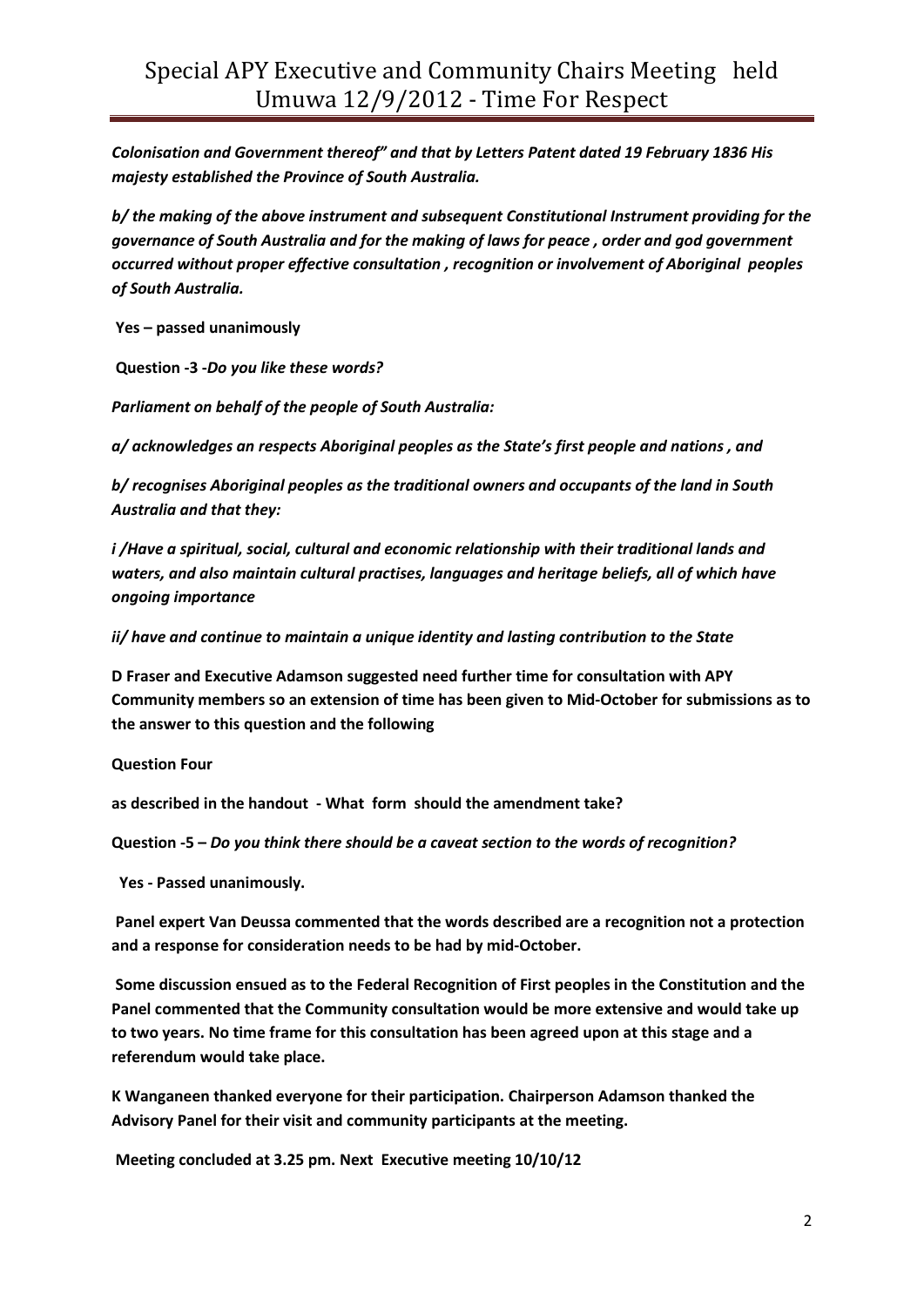***Colonisation and Government thereof" and that by Letters Patent dated 19 February 1836 His majesty established the Province of South Australia.***

***b/ the making of the above instrument and subsequent Constitutional Instrument providing for the governance of South Australia and for the making of laws for peace , order and god government occurred without proper effective consultation , recognition or involvement of Aboriginal peoples of South Australia.***

**Yes – passed unanimously**

**Question -3 -*Do you like these words?***

***Parliament on behalf of the people of South Australia:***

***a/ acknowledges an respects Aboriginal peoples as the State's first people and nations , and***

***b/ recognises Aboriginal peoples as the traditional owners and occupants of the land in South Australia and that they:***

***i /Have a spiritual, social, cultural and economic relationship with their traditional lands and waters, and also maintain cultural practises, languages and heritage beliefs, all of which have ongoing importance***

***ii/ have and continue to maintain a unique identity and lasting contribution to the State***

**D Fraser and Executive Adamson suggested need further time for consultation with APY Community members so an extension of time has been given to Mid-October for submissions as to the answer to this question and the following**

**Question Four**

**as described in the handout - What form should the amendment take?**

**Question -5 – *Do you think there should be a caveat section to the words of recognition?***

**Yes - Passed unanimously.**

**Panel expert Van Deussa commented that the words described are a recognition not a protection and a response for consideration needs to be had by mid-October.**

**Some discussion ensued as to the Federal Recognition of First peoples in the Constitution and the Panel commented that the Community consultation would be more extensive and would take up to two years. No time frame for this consultation has been agreed upon at this stage and a referendum would take place.**

**K Wanganeen thanked everyone for their participation. Chairperson Adamson thanked the Advisory Panel for their visit and community participants at the meeting.**

**Meeting concluded at 3.25 pm. Next Executive meeting 10/10/12**